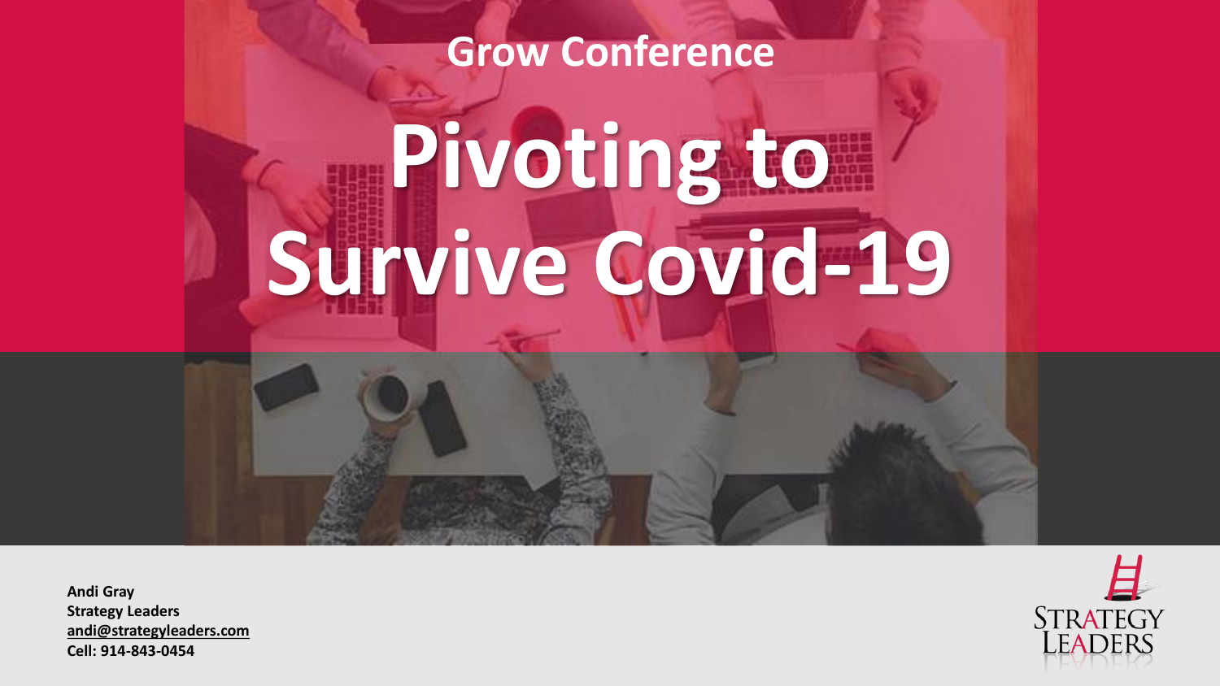Grow Conference

# Pivoting to Survive Covid-19

**Andi Gray**
**Strategy Leaders**
**andi@strategyleaders.com**
**Cell: 914-843-0454**

STRATEGY LEADERS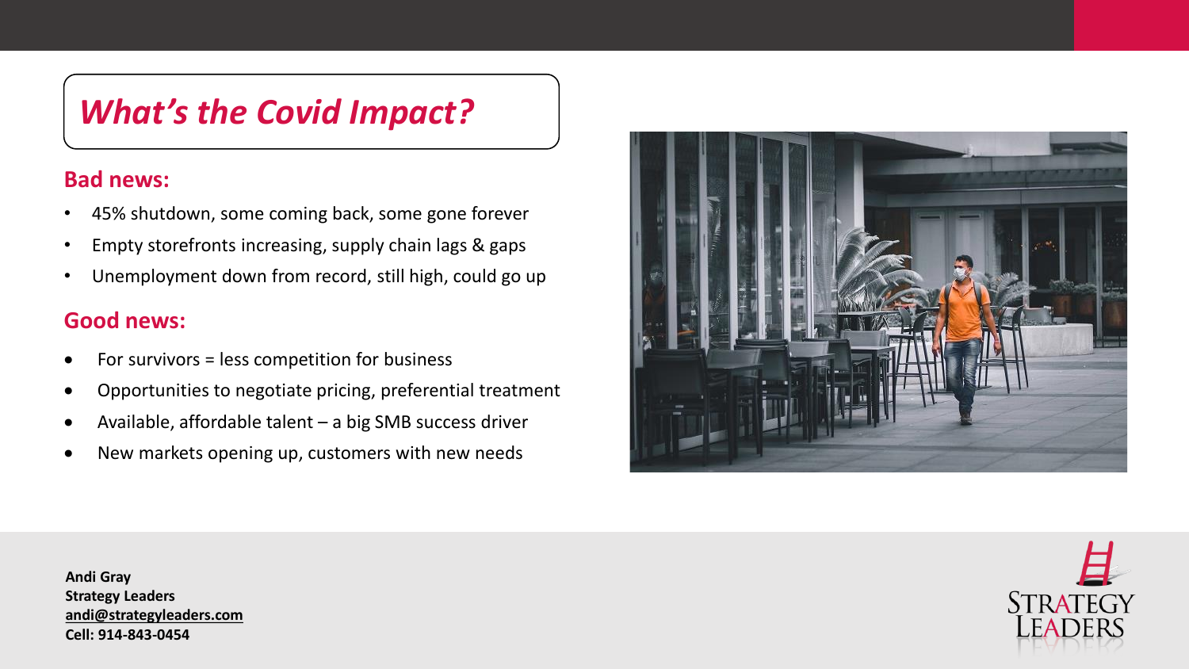# *What's the Covid Impact?*

## Bad news:

- 45% shutdown, some coming back, some gone forever
- Empty storefronts increasing, supply chain lags & gaps
- Unemployment down from record, still high, could go up

## Good news:

- For survivors = less competition for business
- Opportunities to negotiate pricing, preferential treatment
- Available, affordable talent – a big SMB success driver
- New markets opening up, customers with new needs

**Andi Gray**
**Strategy Leaders**
**andi@strategyleaders.com**
**Cell: 914-843-0454**

STRATEGY LEADERS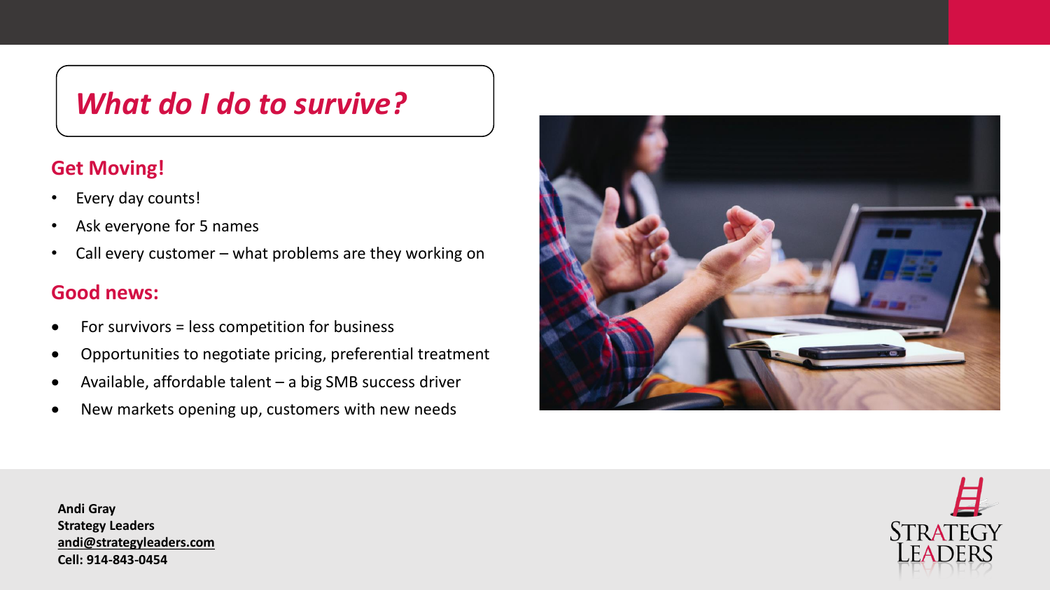# *What do I do to survive?*

## Get Moving!

- Every day counts!
- Ask everyone for 5 names
- Call every customer – what problems are they working on

## Good news:

- For survivors = less competition for business
- Opportunities to negotiate pricing, preferential treatment
- Available, affordable talent – a big SMB success driver
- New markets opening up, customers with new needs

**Andi Gray**
**Strategy Leaders**
**andi@strategyleaders.com**
**Cell: 914-843-0454**

STRATEGY LEADERS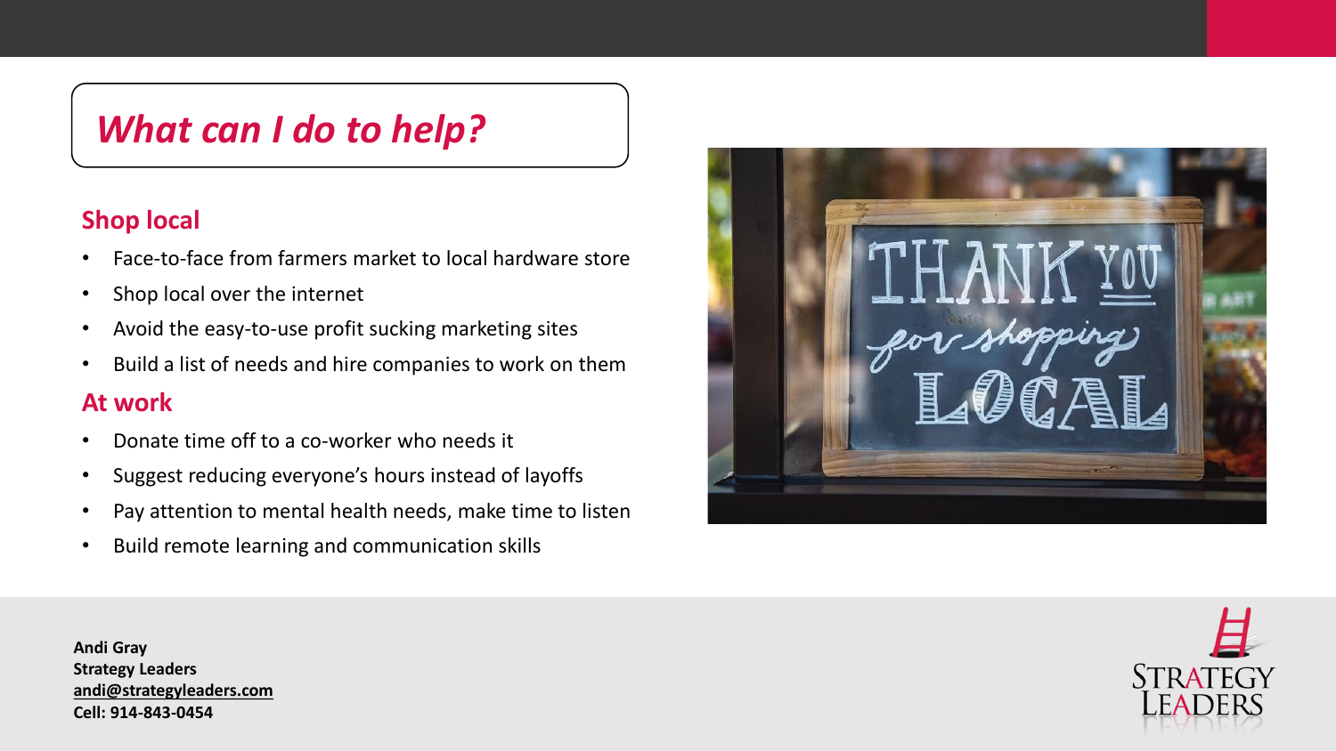# *What can I do to help?*

## Shop local

- Face-to-face from farmers market to local hardware store
- Shop local over the internet
- Avoid the easy-to-use profit sucking marketing sites
- Build a list of needs and hire companies to work on them

## At work

- Donate time off to a co-worker who needs it
- Suggest reducing everyone's hours instead of layoffs
- Pay attention to mental health needs, make time to listen
- Build remote learning and communication skills

**Andi Gray**
**Strategy Leaders**
**andi@strategyleaders.com**
**Cell: 914-843-0454**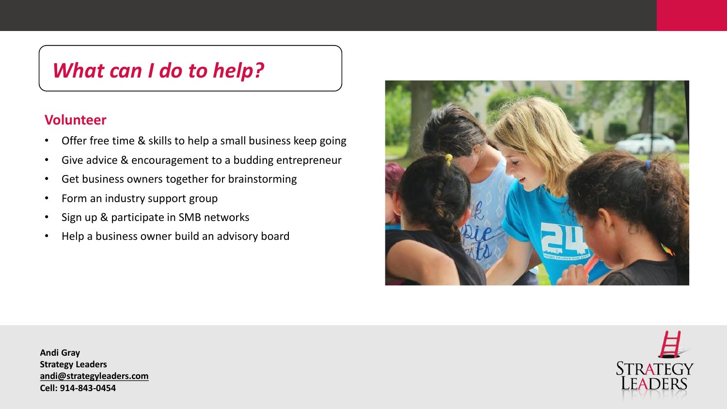# *What can I do to help?*

## Volunteer

- Offer free time & skills to help a small business keep going
- Give advice & encouragement to a budding entrepreneur
- Get business owners together for brainstorming
- Form an industry support group
- Sign up & participate in SMB networks
- Help a business owner build an advisory board

**Andi Gray**
**Strategy Leaders**
**andi@strategyleaders.com**
**Cell: 914-843-0454**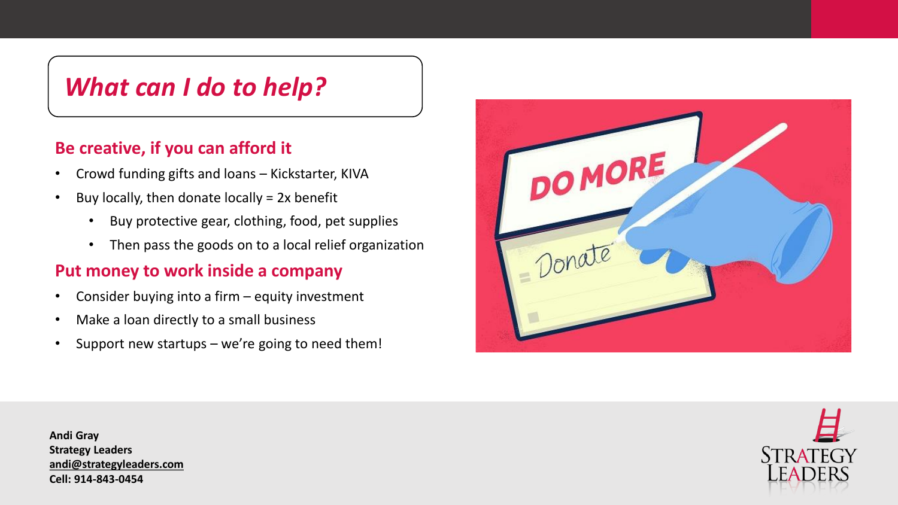# *What can I do to help?*

## Be creative, if you can afford it

- Crowd funding gifts and loans – Kickstarter, KIVA
- Buy locally, then donate locally = 2x benefit
  - Buy protective gear, clothing, food, pet supplies
  - Then pass the goods on to a local relief organization

## Put money to work inside a company

- Consider buying into a firm – equity investment
- Make a loan directly to a small business
- Support new startups – we're going to need them!

**Andi Gray**
**Strategy Leaders**
**andi@strategyleaders.com**
**Cell: 914-843-0454**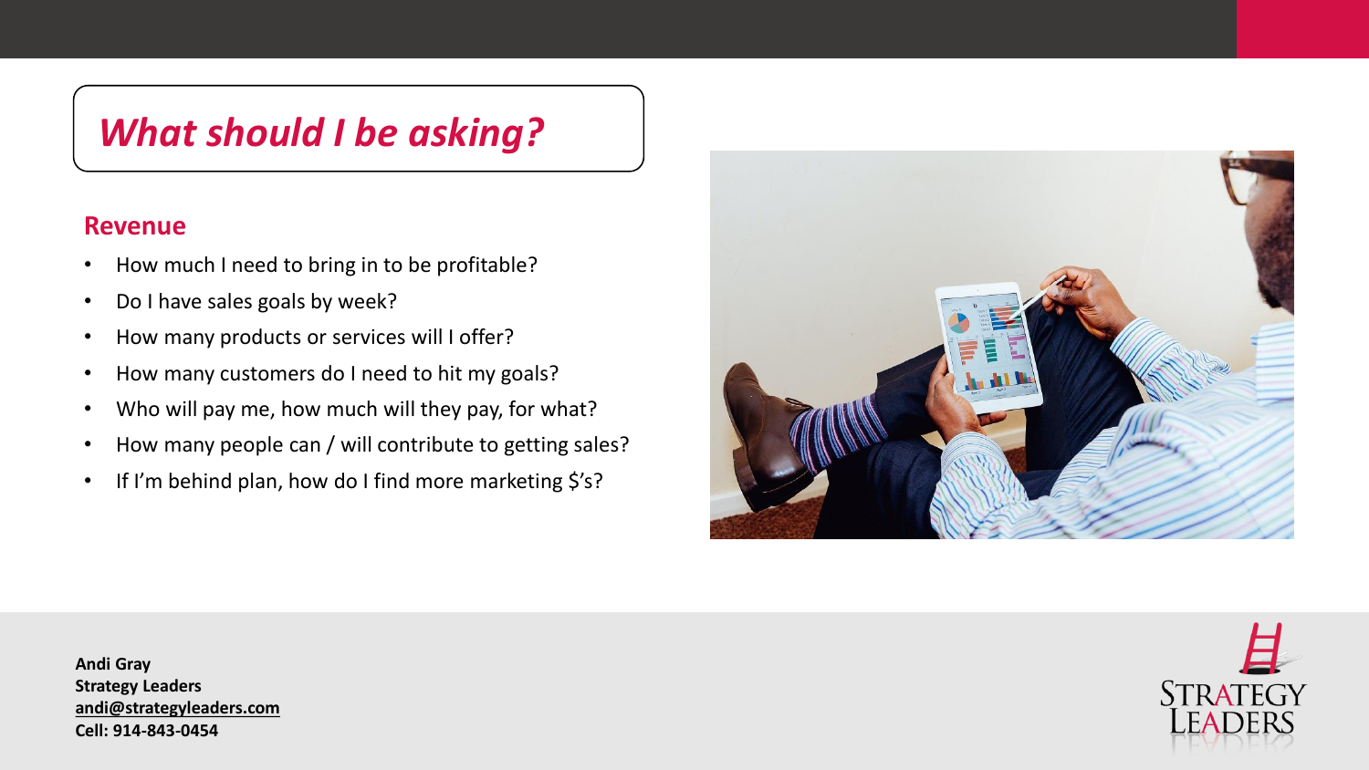# *What should I be asking?*

## Revenue

- How much I need to bring in to be profitable?
- Do I have sales goals by week?
- How many products or services will I offer?
- How many customers do I need to hit my goals?
- Who will pay me, how much will they pay, for what?
- How many people can / will contribute to getting sales?
- If I'm behind plan, how do I find more marketing $'s?

**Andi Gray**
**Strategy Leaders**
**andi@strategyleaders.com**
**Cell: 914-843-0454**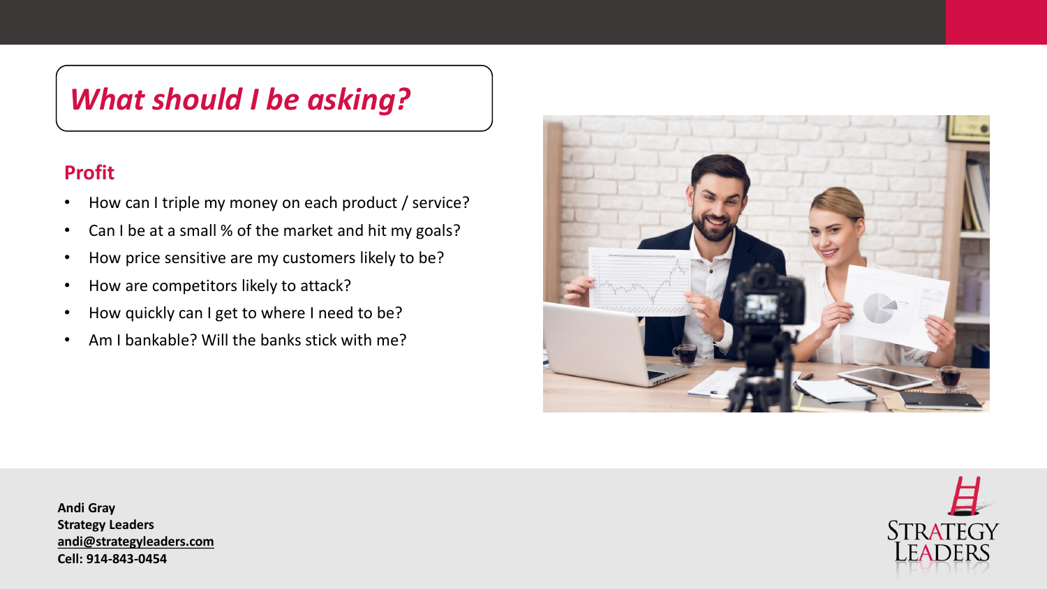# *What should I be asking?*

## Profit

- How can I triple my money on each product / service?
- Can I be at a small % of the market and hit my goals?
- How price sensitive are my customers likely to be?
- How are competitors likely to attack?
- How quickly can I get to where I need to be?
- Am I bankable? Will the banks stick with me?

**Andi Gray**
**Strategy Leaders**
**andi@strategyleaders.com**
**Cell: 914-843-0454**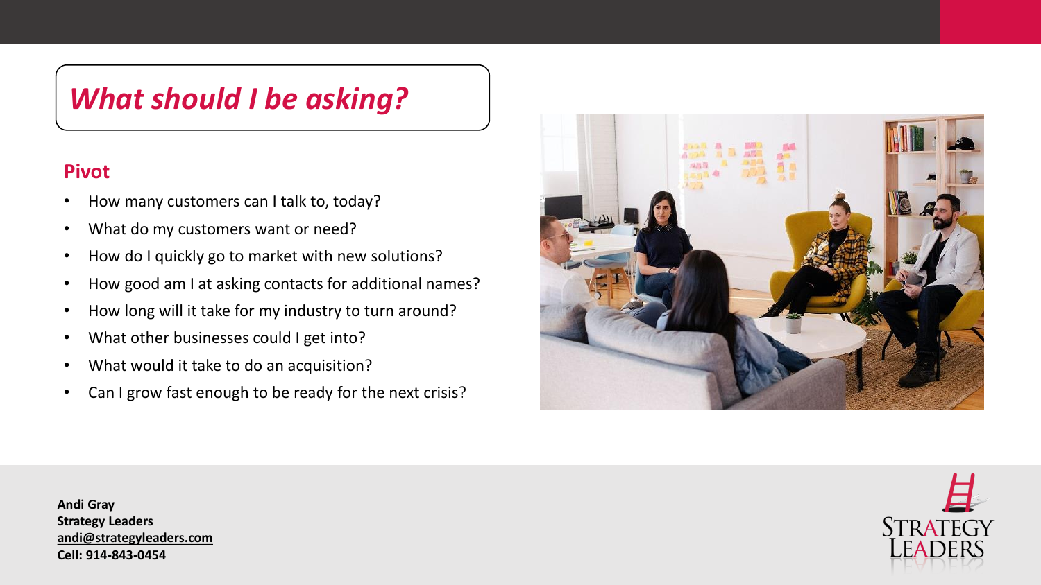# *What should I be asking?*

## Pivot

- How many customers can I talk to, today?
- What do my customers want or need?
- How do I quickly go to market with new solutions?
- How good am I at asking contacts for additional names?
- How long will it take for my industry to turn around?
- What other businesses could I get into?
- What would it take to do an acquisition?
- Can I grow fast enough to be ready for the next crisis?

**Andi Gray**
**Strategy Leaders**
**andi@strategyleaders.com**
**Cell: 914-843-0454**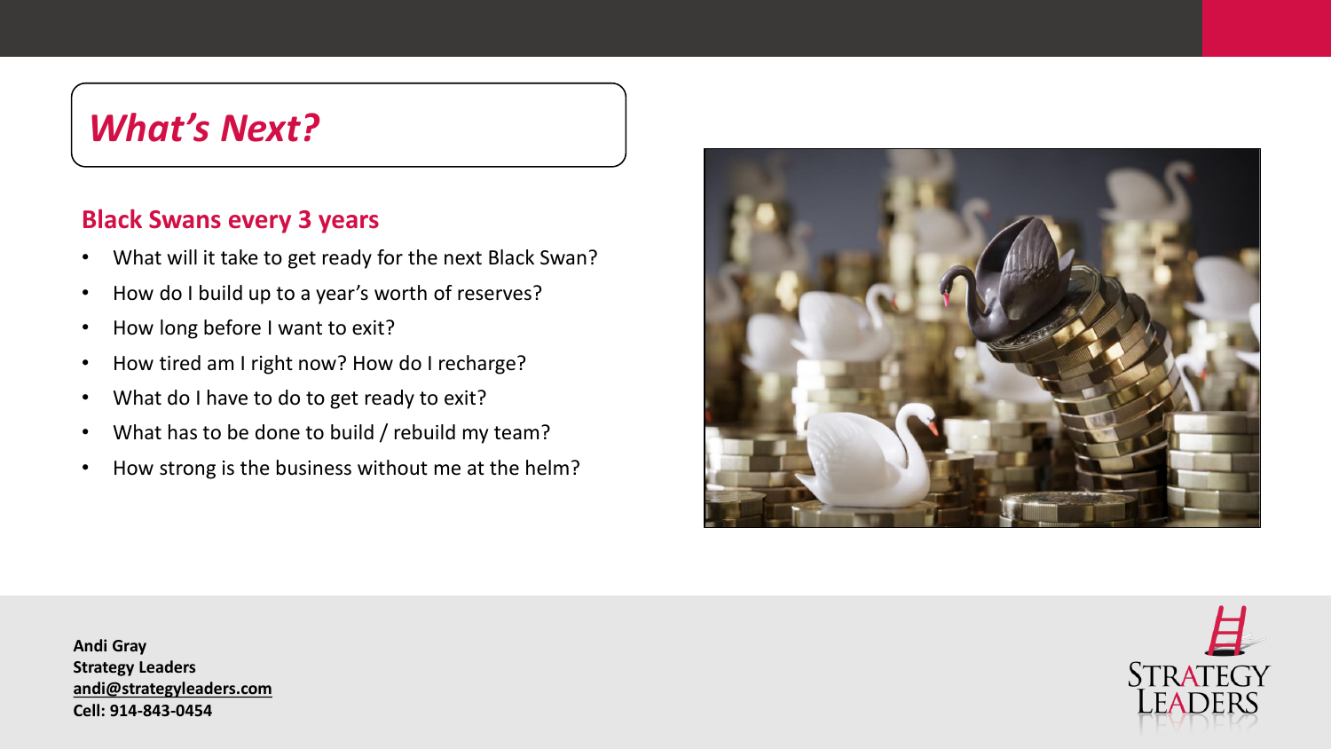# *What's Next?*

## Black Swans every 3 years

- What will it take to get ready for the next Black Swan?
- How do I build up to a year's worth of reserves?
- How long before I want to exit?
- How tired am I right now? How do I recharge?
- What do I have to do to get ready to exit?
- What has to be done to build / rebuild my team?
- How strong is the business without me at the helm?

**Andi Gray**
**Strategy Leaders**
**andi@strategyleaders.com**
**Cell: 914-843-0454**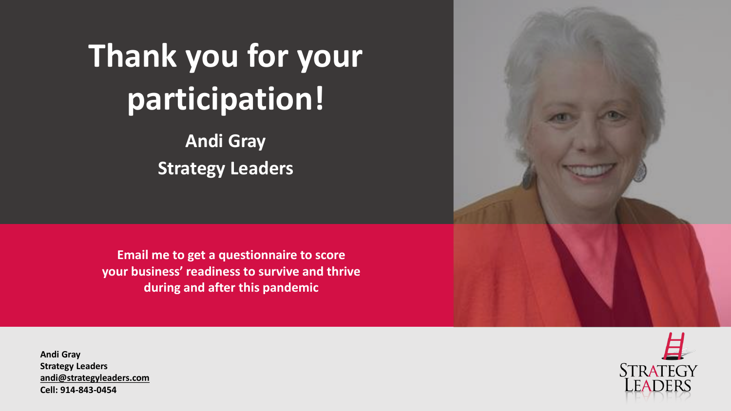# Thank you for your participation!

**Andi Gray**

**Strategy Leaders**

**Email me to get a questionnaire to score your business' readiness to survive and thrive during and after this pandemic**

**Andi Gray**
**Strategy Leaders**
**andi@strategyleaders.com**
**Cell: 914-843-0454**

STRATEGY LEADERS